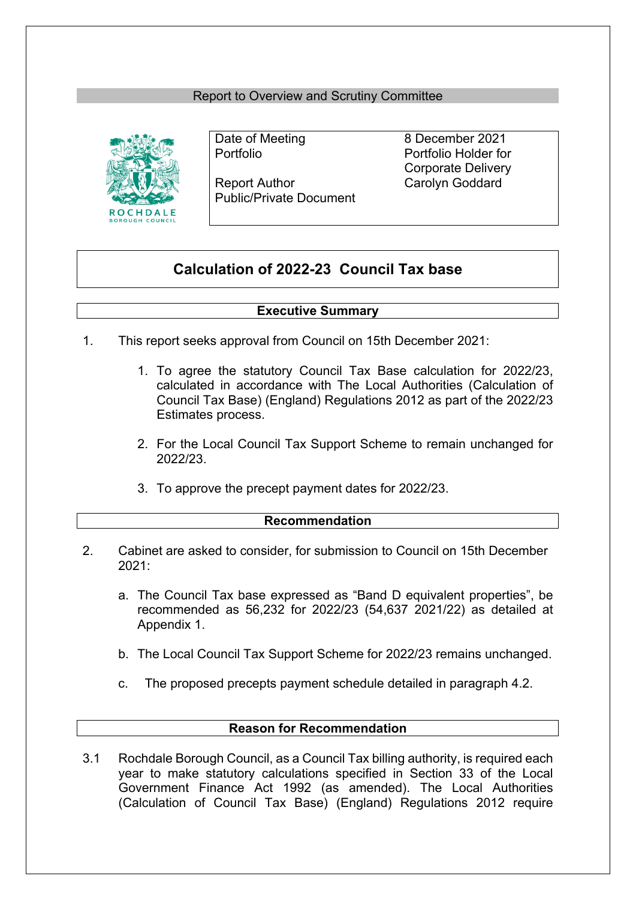Report to Overview and Scrutiny Committee

| | |
|---|---|
| Date of Meeting | 8 December 2021 |
| Portfolio | Portfolio Holder for Corporate Delivery |
| Report Author | Carolyn Goddard |
| Public/Private Document | |

# Calculation of 2022-23 Council Tax base

## Executive Summary

1. This report seeks approval from Council on 15th December 2021:

    1. To agree the statutory Council Tax Base calculation for 2022/23, calculated in accordance with The Local Authorities (Calculation of Council Tax Base) (England) Regulations 2012 as part of the 2022/23 Estimates process.

    2. For the Local Council Tax Support Scheme to remain unchanged for 2022/23.

    3. To approve the precept payment dates for 2022/23.

## Recommendation

2. Cabinet are asked to consider, for submission to Council on 15th December 2021:

    a. The Council Tax base expressed as "Band D equivalent properties", be recommended as 56,232 for 2022/23 (54,637 2021/22) as detailed at Appendix 1.

    b. The Local Council Tax Support Scheme for 2022/23 remains unchanged.

    c. The proposed precepts payment schedule detailed in paragraph 4.2.

## Reason for Recommendation

3.1 Rochdale Borough Council, as a Council Tax billing authority, is required each year to make statutory calculations specified in Section 33 of the Local Government Finance Act 1992 (as amended). The Local Authorities (Calculation of Council Tax Base) (England) Regulations 2012 require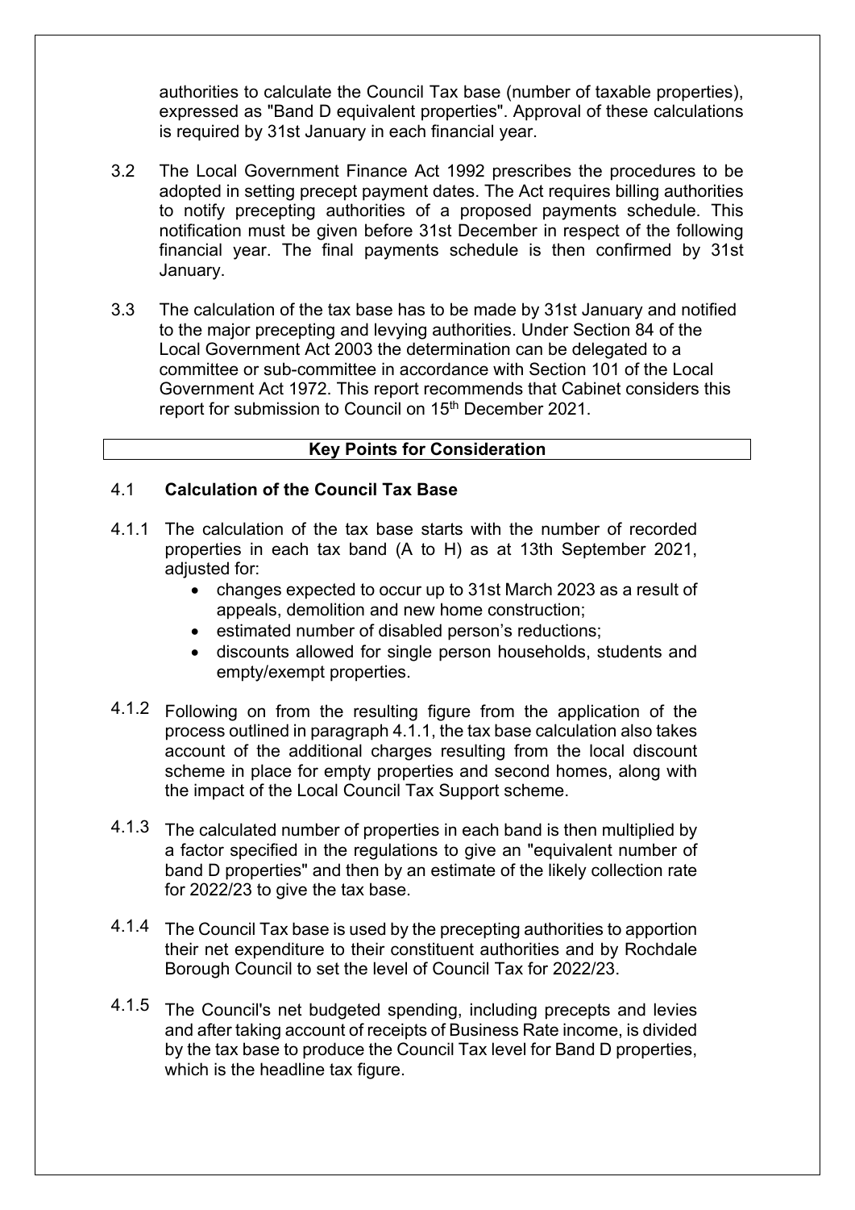authorities to calculate the Council Tax base (number of taxable properties), expressed as "Band D equivalent properties". Approval of these calculations is required by 31st January in each financial year.

3.2 The Local Government Finance Act 1992 prescribes the procedures to be adopted in setting precept payment dates. The Act requires billing authorities to notify precepting authorities of a proposed payments schedule. This notification must be given before 31st December in respect of the following financial year. The final payments schedule is then confirmed by 31st January.

3.3 The calculation of the tax base has to be made by 31st January and notified to the major precepting and levying authorities. Under Section 84 of the Local Government Act 2003 the determination can be delegated to a committee or sub-committee in accordance with Section 101 of the Local Government Act 1972. This report recommends that Cabinet considers this report for submission to Council on 15th December 2021.

## Key Points for Consideration

### 4.1 Calculation of the Council Tax Base

4.1.1 The calculation of the tax base starts with the number of recorded properties in each tax band (A to H) as at 13th September 2021, adjusted for:

- changes expected to occur up to 31st March 2023 as a result of appeals, demolition and new home construction;
- estimated number of disabled person's reductions;
- discounts allowed for single person households, students and empty/exempt properties.

4.1.2 Following on from the resulting figure from the application of the process outlined in paragraph 4.1.1, the tax base calculation also takes account of the additional charges resulting from the local discount scheme in place for empty properties and second homes, along with the impact of the Local Council Tax Support scheme.

4.1.3 The calculated number of properties in each band is then multiplied by a factor specified in the regulations to give an "equivalent number of band D properties" and then by an estimate of the likely collection rate for 2022/23 to give the tax base.

4.1.4 The Council Tax base is used by the precepting authorities to apportion their net expenditure to their constituent authorities and by Rochdale Borough Council to set the level of Council Tax for 2022/23.

4.1.5 The Council's net budgeted spending, including precepts and levies and after taking account of receipts of Business Rate income, is divided by the tax base to produce the Council Tax level for Band D properties, which is the headline tax figure.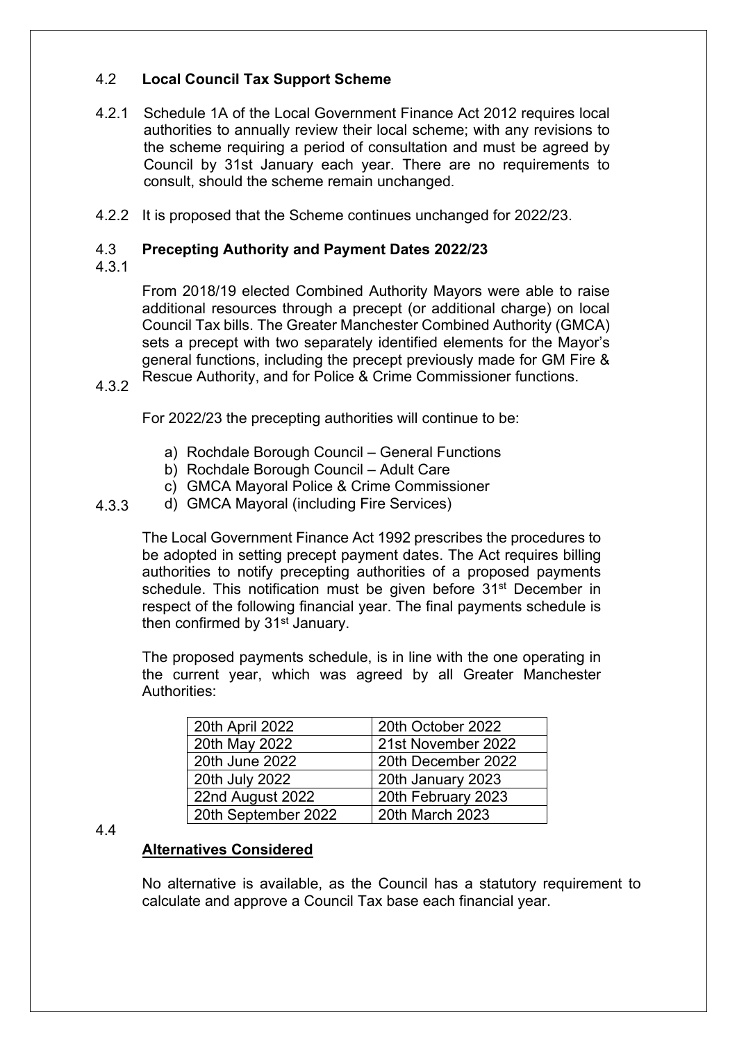## 4.2 Local Council Tax Support Scheme

4.2.1 Schedule 1A of the Local Government Finance Act 2012 requires local authorities to annually review their local scheme; with any revisions to the scheme requiring a period of consultation and must be agreed by Council by 31st January each year. There are no requirements to consult, should the scheme remain unchanged.

4.2.2 It is proposed that the Scheme continues unchanged for 2022/23.

## 4.3 Precepting Authority and Payment Dates 2022/23

4.3.1 From 2018/19 elected Combined Authority Mayors were able to raise additional resources through a precept (or additional charge) on local Council Tax bills. The Greater Manchester Combined Authority (GMCA) sets a precept with two separately identified elements for the Mayor's general functions, including the precept previously made for GM Fire & Rescue Authority, and for Police & Crime Commissioner functions.

4.3.2 For 2022/23 the precepting authorities will continue to be:

a) Rochdale Borough Council – General Functions
b) Rochdale Borough Council – Adult Care
c) GMCA Mayoral Police & Crime Commissioner
d) GMCA Mayoral (including Fire Services)

4.3.3 The Local Government Finance Act 1992 prescribes the procedures to be adopted in setting precept payment dates. The Act requires billing authorities to notify precepting authorities of a proposed payments schedule. This notification must be given before 31st December in respect of the following financial year. The final payments schedule is then confirmed by 31st January.

The proposed payments schedule, is in line with the one operating in the current year, which was agreed by all Greater Manchester Authorities:

| | |
|---|---|
| 20th April 2022 | 20th October 2022 |
| 20th May 2022 | 21st November 2022 |
| 20th June 2022 | 20th December 2022 |
| 20th July 2022 | 20th January 2023 |
| 22nd August 2022 | 20th February 2023 |
| 20th September 2022 | 20th March 2023 |

## 4.4 Alternatives Considered

No alternative is available, as the Council has a statutory requirement to calculate and approve a Council Tax base each financial year.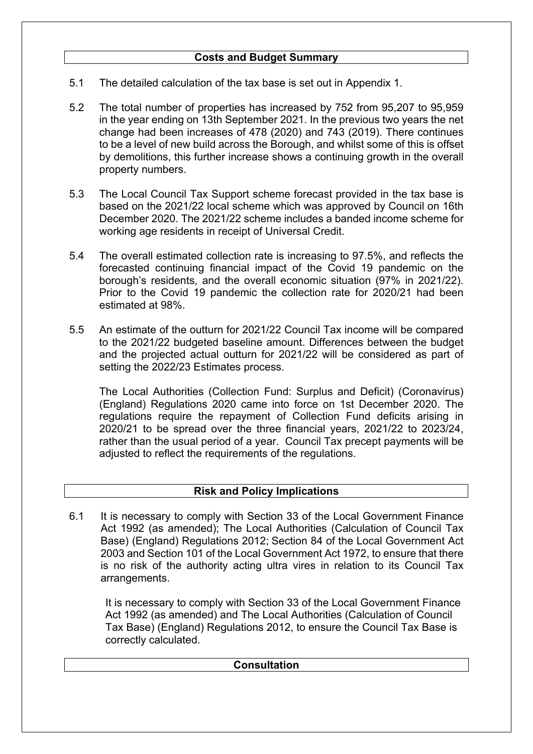## Costs and Budget Summary

5.1 The detailed calculation of the tax base is set out in Appendix 1.

5.2 The total number of properties has increased by 752 from 95,207 to 95,959 in the year ending on 13th September 2021. In the previous two years the net change had been increases of 478 (2020) and 743 (2019). There continues to be a level of new build across the Borough, and whilst some of this is offset by demolitions, this further increase shows a continuing growth in the overall property numbers.

5.3 The Local Council Tax Support scheme forecast provided in the tax base is based on the 2021/22 local scheme which was approved by Council on 16th December 2020. The 2021/22 scheme includes a banded income scheme for working age residents in receipt of Universal Credit.

5.4 The overall estimated collection rate is increasing to 97.5%, and reflects the forecasted continuing financial impact of the Covid 19 pandemic on the borough's residents, and the overall economic situation (97% in 2021/22). Prior to the Covid 19 pandemic the collection rate for 2020/21 had been estimated at 98%.

5.5 An estimate of the outturn for 2021/22 Council Tax income will be compared to the 2021/22 budgeted baseline amount. Differences between the budget and the projected actual outturn for 2021/22 will be considered as part of setting the 2022/23 Estimates process.

The Local Authorities (Collection Fund: Surplus and Deficit) (Coronavirus) (England) Regulations 2020 came into force on 1st December 2020. The regulations require the repayment of Collection Fund deficits arising in 2020/21 to be spread over the three financial years, 2021/22 to 2023/24, rather than the usual period of a year. Council Tax precept payments will be adjusted to reflect the requirements of the regulations.

## Risk and Policy Implications

6.1 It is necessary to comply with Section 33 of the Local Government Finance Act 1992 (as amended); The Local Authorities (Calculation of Council Tax Base) (England) Regulations 2012; Section 84 of the Local Government Act 2003 and Section 101 of the Local Government Act 1972, to ensure that there is no risk of the authority acting ultra vires in relation to its Council Tax arrangements.

It is necessary to comply with Section 33 of the Local Government Finance Act 1992 (as amended) and The Local Authorities (Calculation of Council Tax Base) (England) Regulations 2012, to ensure the Council Tax Base is correctly calculated.

## Consultation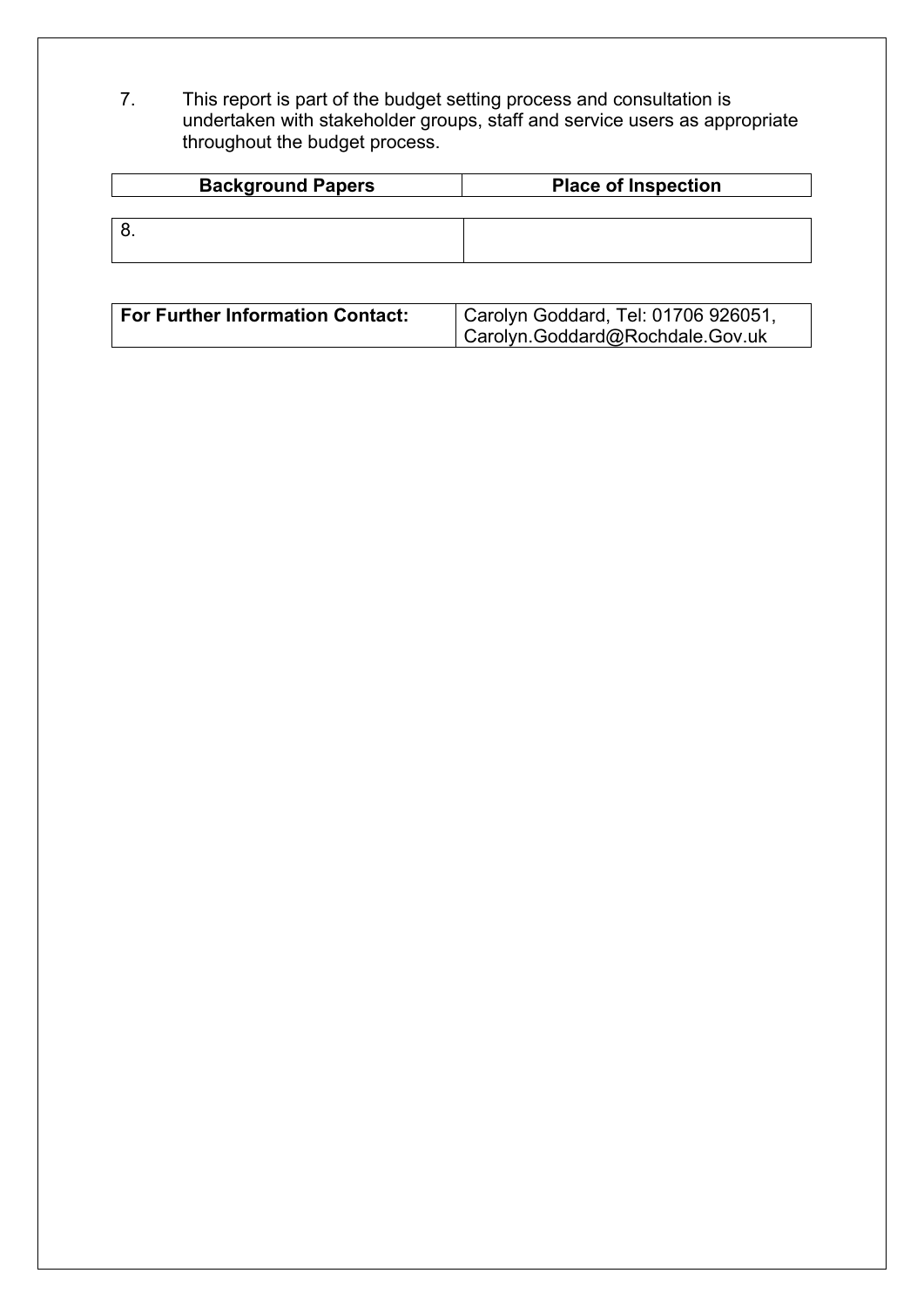7. This report is part of the budget setting process and consultation is undertaken with stakeholder groups, staff and service users as appropriate throughout the budget process.

| Background Papers | Place of Inspection |
|---|---|
| 8. | |

| For Further Information Contact: | Carolyn Goddard, Tel: 01706 926051, Carolyn.Goddard@Rochdale.Gov.uk |
|---|---|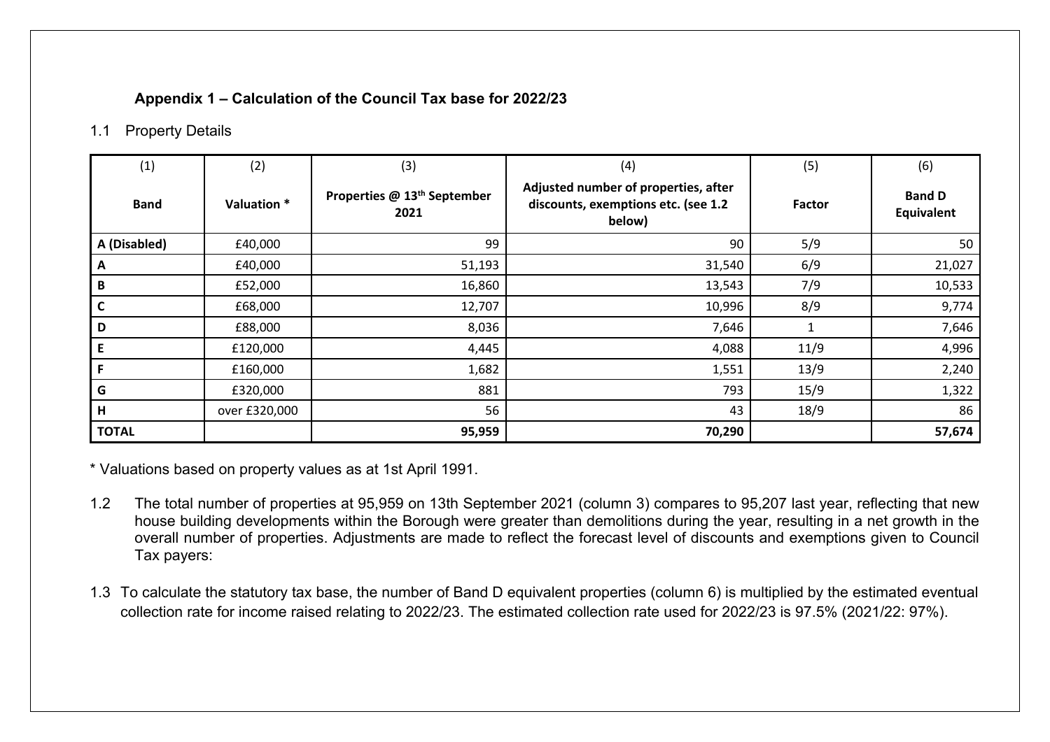### Appendix 1 – Calculation of the Council Tax base for 2022/23

1.1 Property Details

| (1) Band | (2) Valuation * | (3) Properties @ 13th September 2021 | (4) Adjusted number of properties, after discounts, exemptions etc. (see 1.2 below) | (5) Factor | (6) Band D Equivalent |
|---|---|---|---|---|---|
| A (Disabled) | £40,000 | 99 | 90 | 5/9 | 50 |
| A | £40,000 | 51,193 | 31,540 | 6/9 | 21,027 |
| B | £52,000 | 16,860 | 13,543 | 7/9 | 10,533 |
| C | £68,000 | 12,707 | 10,996 | 8/9 | 9,774 |
| D | £88,000 | 8,036 | 7,646 | 1 | 7,646 |
| E | £120,000 | 4,445 | 4,088 | 11/9 | 4,996 |
| F | £160,000 | 1,682 | 1,551 | 13/9 | 2,240 |
| G | £320,000 | 881 | 793 | 15/9 | 1,322 |
| H | over £320,000 | 56 | 43 | 18/9 | 86 |
| **TOTAL** | | **95,959** | **70,290** | | **57,674** |

* Valuations based on property values as at 1st April 1991.

1.2 The total number of properties at 95,959 on 13th September 2021 (column 3) compares to 95,207 last year, reflecting that new house building developments within the Borough were greater than demolitions during the year, resulting in a net growth in the overall number of properties. Adjustments are made to reflect the forecast level of discounts and exemptions given to Council Tax payers:

1.3 To calculate the statutory tax base, the number of Band D equivalent properties (column 6) is multiplied by the estimated eventual collection rate for income raised relating to 2022/23. The estimated collection rate used for 2022/23 is 97.5% (2021/22: 97%).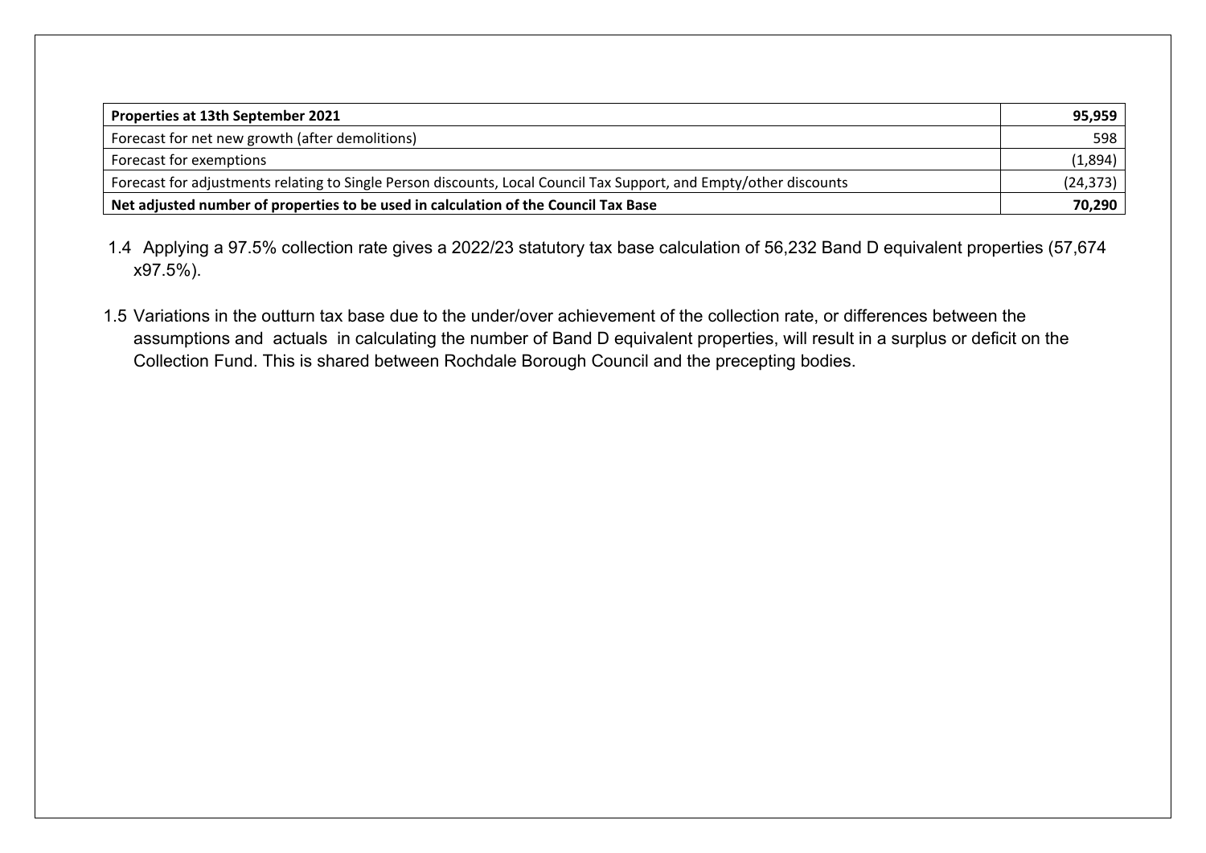| | |
|---|---|
| **Properties at 13th September 2021** | **95,959** |
| Forecast for net new growth (after demolitions) | 598 |
| Forecast for exemptions | (1,894) |
| Forecast for adjustments relating to Single Person discounts, Local Council Tax Support, and Empty/other discounts | (24,373) |
| **Net adjusted number of properties to be used in calculation of the Council Tax Base** | **70,290** |

1.4 Applying a 97.5% collection rate gives a 2022/23 statutory tax base calculation of 56,232 Band D equivalent properties (57,674 x97.5%).

1.5 Variations in the outturn tax base due to the under/over achievement of the collection rate, or differences between the assumptions and actuals in calculating the number of Band D equivalent properties, will result in a surplus or deficit on the Collection Fund. This is shared between Rochdale Borough Council and the precepting bodies.